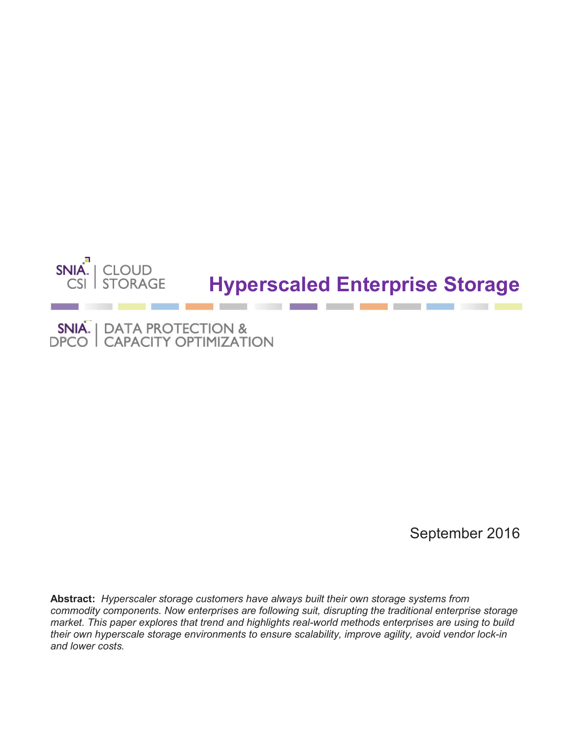SNIA CSI | CLOUD STORAGE

# Hyperscaled Enterprise Storage

SNIA DPCO | DATA PROTECTION & CAPACITY OPTIMIZATION

September 2016

**Abstract:** *Hyperscaler storage customers have always built their own storage systems from commodity components. Now enterprises are following suit, disrupting the traditional enterprise storage market. This paper explores that trend and highlights real-world methods enterprises are using to build their own hyperscale storage environments to ensure scalability, improve agility, avoid vendor lock-in and lower costs.*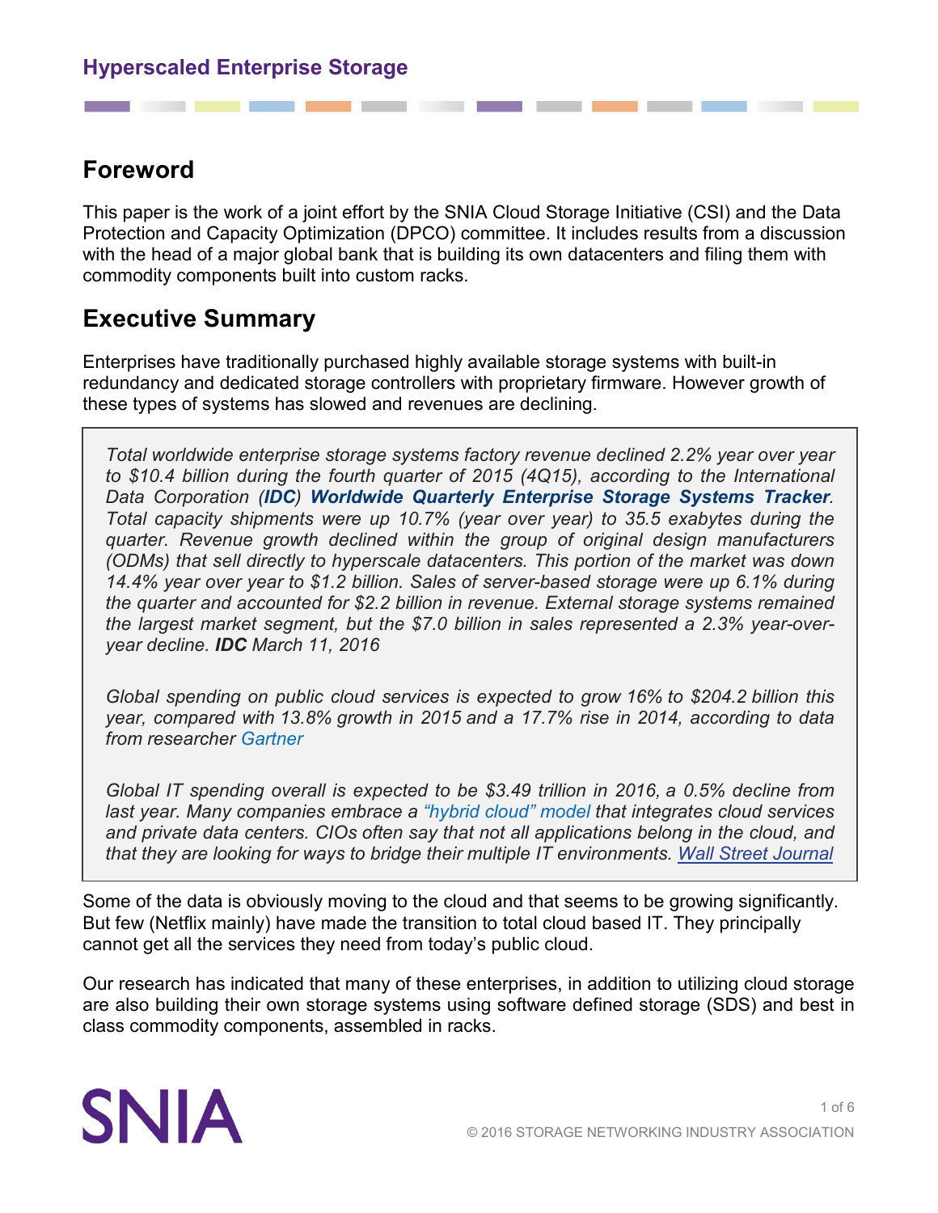## Foreword

This paper is the work of a joint effort by the SNIA Cloud Storage Initiative (CSI) and the Data Protection and Capacity Optimization (DPCO) committee. It includes results from a discussion with the head of a major global bank that is building its own datacenters and filing them with commodity components built into custom racks.

## Executive Summary

Enterprises have traditionally purchased highly available storage systems with built-in redundancy and dedicated storage controllers with proprietary firmware. However growth of these types of systems has slowed and revenues are declining.

> *Total worldwide enterprise storage systems factory revenue declined 2.2% year over year to $10.4 billion during the fourth quarter of 2015 (4Q15), according to the International Data Corporation (**IDC**) **Worldwide Quarterly Enterprise Storage Systems Tracker**. Total capacity shipments were up 10.7% (year over year) to 35.5 exabytes during the quarter. Revenue growth declined within the group of original design manufacturers (ODMs) that sell directly to hyperscale datacenters. This portion of the market was down 14.4% year over year to $1.2 billion. Sales of server-based storage were up 6.1% during the quarter and accounted for $2.2 billion in revenue. External storage systems remained the largest market segment, but the $7.0 billion in sales represented a 2.3% year-over-year decline. **IDC** March 11, 2016*
>
> *Global spending on public cloud services is expected to grow 16% to $204.2 billion this year, compared with 13.8% growth in 2015 and a 17.7% rise in 2014, according to data from researcher Gartner*
>
> *Global IT spending overall is expected to be $3.49 trillion in 2016, a 0.5% decline from last year. Many companies embrace a "hybrid cloud" model that integrates cloud services and private data centers. CIOs often say that not all applications belong in the cloud, and that they are looking for ways to bridge their multiple IT environments. Wall Street Journal*

Some of the data is obviously moving to the cloud and that seems to be growing significantly. But few (Netflix mainly) have made the transition to total cloud based IT. They principally cannot get all the services they need from today's public cloud.

Our research has indicated that many of these enterprises, in addition to utilizing cloud storage are also building their own storage systems using software defined storage (SDS) and best in class commodity components, assembled in racks.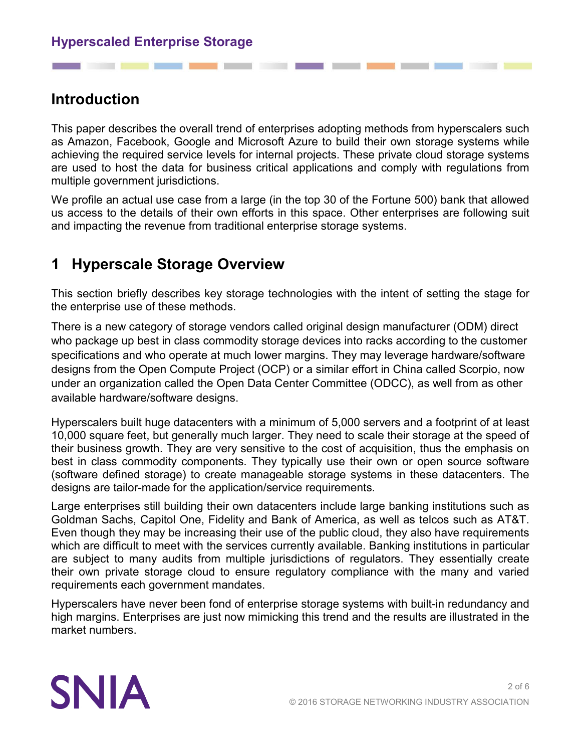## Introduction

This paper describes the overall trend of enterprises adopting methods from hyperscalers such as Amazon, Facebook, Google and Microsoft Azure to build their own storage systems while achieving the required service levels for internal projects. These private cloud storage systems are used to host the data for business critical applications and comply with regulations from multiple government jurisdictions.

We profile an actual use case from a large (in the top 30 of the Fortune 500) bank that allowed us access to the details of their own efforts in this space. Other enterprises are following suit and impacting the revenue from traditional enterprise storage systems.

## 1 Hyperscale Storage Overview

This section briefly describes key storage technologies with the intent of setting the stage for the enterprise use of these methods.

There is a new category of storage vendors called original design manufacturer (ODM) direct who package up best in class commodity storage devices into racks according to the customer specifications and who operate at much lower margins. They may leverage hardware/software designs from the Open Compute Project (OCP) or a similar effort in China called Scorpio, now under an organization called the Open Data Center Committee (ODCC), as well from as other available hardware/software designs.

Hyperscalers built huge datacenters with a minimum of 5,000 servers and a footprint of at least 10,000 square feet, but generally much larger. They need to scale their storage at the speed of their business growth. They are very sensitive to the cost of acquisition, thus the emphasis on best in class commodity components. They typically use their own or open source software (software defined storage) to create manageable storage systems in these datacenters. The designs are tailor-made for the application/service requirements.

Large enterprises still building their own datacenters include large banking institutions such as Goldman Sachs, Capitol One, Fidelity and Bank of America, as well as telcos such as AT&T. Even though they may be increasing their use of the public cloud, they also have requirements which are difficult to meet with the services currently available. Banking institutions in particular are subject to many audits from multiple jurisdictions of regulators. They essentially create their own private storage cloud to ensure regulatory compliance with the many and varied requirements each government mandates.

Hyperscalers have never been fond of enterprise storage systems with built-in redundancy and high margins. Enterprises are just now mimicking this trend and the results are illustrated in the market numbers.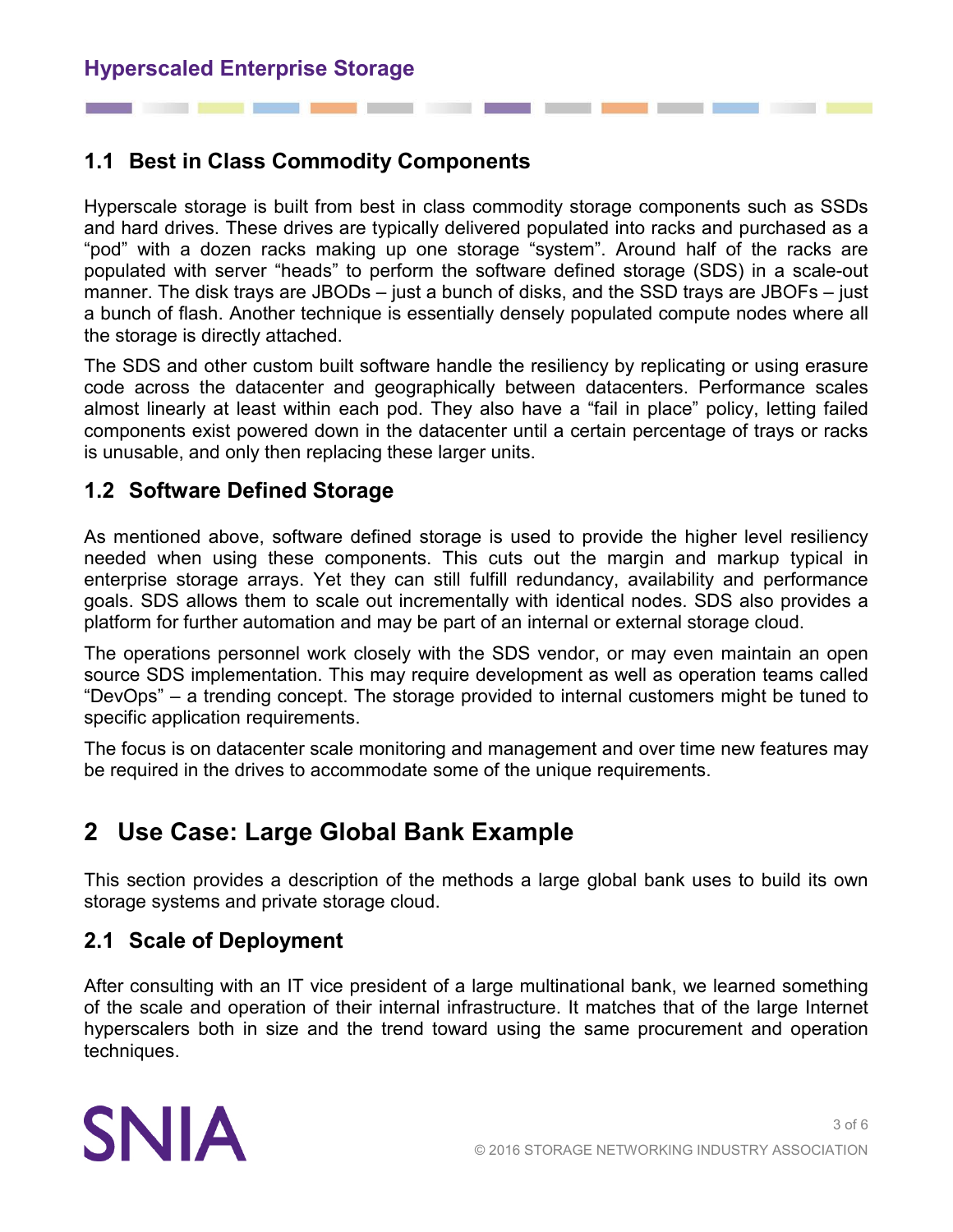## 1.1 Best in Class Commodity Components

Hyperscale storage is built from best in class commodity storage components such as SSDs and hard drives. These drives are typically delivered populated into racks and purchased as a "pod" with a dozen racks making up one storage "system". Around half of the racks are populated with server "heads" to perform the software defined storage (SDS) in a scale-out manner. The disk trays are JBODs – just a bunch of disks, and the SSD trays are JBOFs – just a bunch of flash. Another technique is essentially densely populated compute nodes where all the storage is directly attached.

The SDS and other custom built software handle the resiliency by replicating or using erasure code across the datacenter and geographically between datacenters. Performance scales almost linearly at least within each pod. They also have a "fail in place" policy, letting failed components exist powered down in the datacenter until a certain percentage of trays or racks is unusable, and only then replacing these larger units.

## 1.2 Software Defined Storage

As mentioned above, software defined storage is used to provide the higher level resiliency needed when using these components. This cuts out the margin and markup typical in enterprise storage arrays. Yet they can still fulfill redundancy, availability and performance goals. SDS allows them to scale out incrementally with identical nodes. SDS also provides a platform for further automation and may be part of an internal or external storage cloud.

The operations personnel work closely with the SDS vendor, or may even maintain an open source SDS implementation. This may require development as well as operation teams called "DevOps" – a trending concept. The storage provided to internal customers might be tuned to specific application requirements.

The focus is on datacenter scale monitoring and management and over time new features may be required in the drives to accommodate some of the unique requirements.

# 2 Use Case: Large Global Bank Example

This section provides a description of the methods a large global bank uses to build its own storage systems and private storage cloud.

## 2.1 Scale of Deployment

After consulting with an IT vice president of a large multinational bank, we learned something of the scale and operation of their internal infrastructure. It matches that of the large Internet hyperscalers both in size and the trend toward using the same procurement and operation techniques.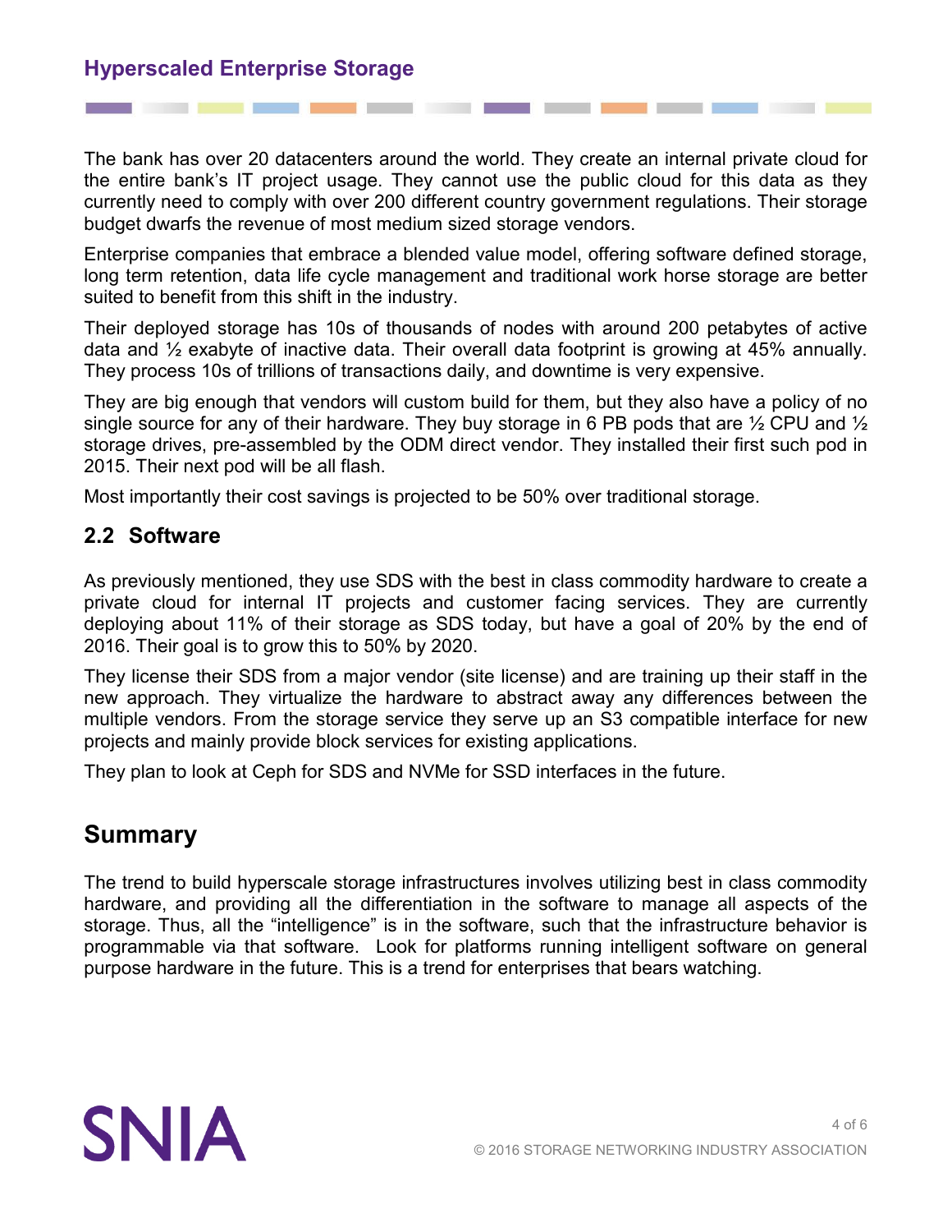The bank has over 20 datacenters around the world. They create an internal private cloud for the entire bank's IT project usage. They cannot use the public cloud for this data as they currently need to comply with over 200 different country government regulations. Their storage budget dwarfs the revenue of most medium sized storage vendors.

Enterprise companies that embrace a blended value model, offering software defined storage, long term retention, data life cycle management and traditional work horse storage are better suited to benefit from this shift in the industry.

Their deployed storage has 10s of thousands of nodes with around 200 petabytes of active data and ½ exabyte of inactive data. Their overall data footprint is growing at 45% annually. They process 10s of trillions of transactions daily, and downtime is very expensive.

They are big enough that vendors will custom build for them, but they also have a policy of no single source for any of their hardware. They buy storage in 6 PB pods that are ½ CPU and ½ storage drives, pre-assembled by the ODM direct vendor. They installed their first such pod in 2015. Their next pod will be all flash.

Most importantly their cost savings is projected to be 50% over traditional storage.

## 2.2 Software

As previously mentioned, they use SDS with the best in class commodity hardware to create a private cloud for internal IT projects and customer facing services. They are currently deploying about 11% of their storage as SDS today, but have a goal of 20% by the end of 2016. Their goal is to grow this to 50% by 2020.

They license their SDS from a major vendor (site license) and are training up their staff in the new approach. They virtualize the hardware to abstract away any differences between the multiple vendors. From the storage service they serve up an S3 compatible interface for new projects and mainly provide block services for existing applications.

They plan to look at Ceph for SDS and NVMe for SSD interfaces in the future.

# Summary

The trend to build hyperscale storage infrastructures involves utilizing best in class commodity hardware, and providing all the differentiation in the software to manage all aspects of the storage. Thus, all the "intelligence" is in the software, such that the infrastructure behavior is programmable via that software. Look for platforms running intelligent software on general purpose hardware in the future. This is a trend for enterprises that bears watching.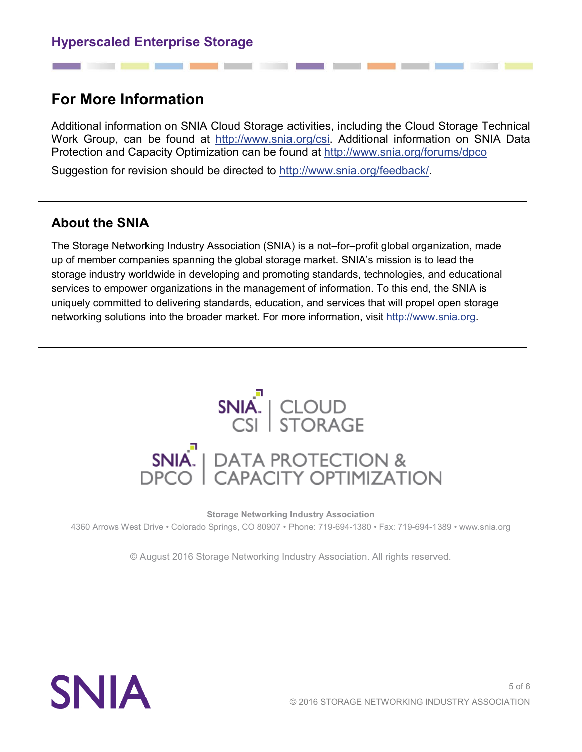## For More Information

Additional information on SNIA Cloud Storage activities, including the Cloud Storage Technical Work Group, can be found at http://www.snia.org/csi. Additional information on SNIA Data Protection and Capacity Optimization can be found at http://www.snia.org/forums/dpco

Suggestion for revision should be directed to http://www.snia.org/feedback/.

## About the SNIA

The Storage Networking Industry Association (SNIA) is a not–for–profit global organization, made up of member companies spanning the global storage market. SNIA's mission is to lead the storage industry worldwide in developing and promoting standards, technologies, and educational services to empower organizations in the management of information. To this end, the SNIA is uniquely committed to delivering standards, education, and services that will propel open storage networking solutions into the broader market. For more information, visit http://www.snia.org.

SNIA CSI | CLOUD STORAGE

SNIA DPCO | DATA PROTECTION & CAPACITY OPTIMIZATION

**Storage Networking Industry Association**

4360 Arrows West Drive • Colorado Springs, CO 80907 • Phone: 719-694-1380 • Fax: 719-694-1389 • www.snia.org

© August 2016 Storage Networking Industry Association. All rights reserved.